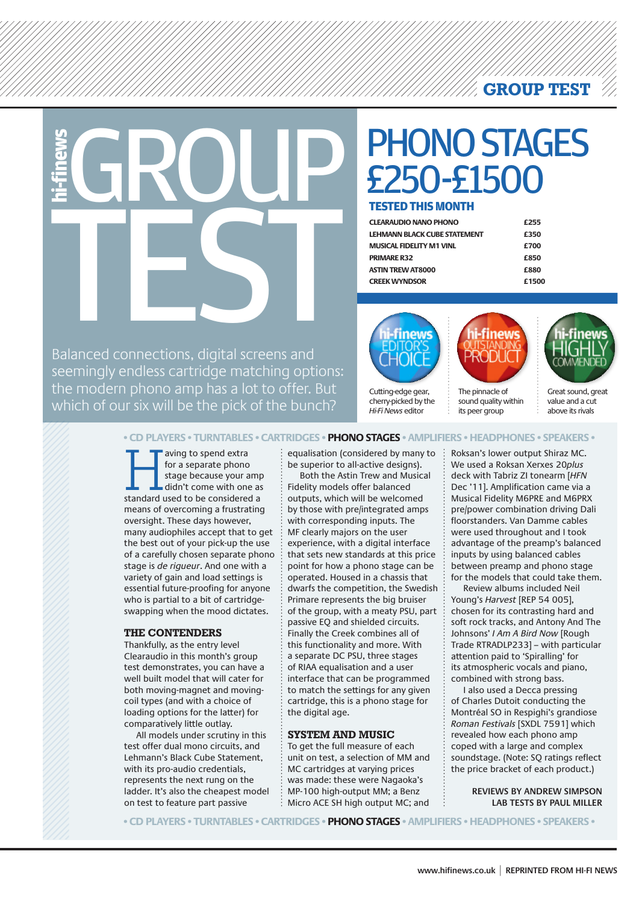# GROUP TEST

# PHONO STAGES £250-£1500

## TESTED THIS MONTH

| | |
|---|---|
| CLEARAUDIO NANO PHONO | £255 |
| LEHMANN BLACK CUBE STATEMENT | £350 |
| MUSICAL FIDELITY M1 VINL | £700 |
| PRIMARE R32 | £850 |
| ASTIN TREW AT8000 | £880 |
| CREEK WYNDSOR | £1500 |

Balanced connections, digital screens and seemingly endless cartridge matching options: the modern phono amp has a lot to offer. But which of our six will be the pick of the bunch?

**hi-finews EDITOR'S CHOICE** — Cutting-edge gear, cherry-picked by the *Hi-Fi News* editor

**hi-finews OUTSTANDING PRODUCT** — The pinnacle of sound quality within its peer group

**hi-finews HIGHLY COMMENDED** — Great sound, great value and a cut above its rivals

• CD PLAYERS • TURNTABLES • CARTRIDGES • **PHONO STAGES** • AMPLIFIERS • HEADPHONES • SPEAKERS •

Having to spend extra for a separate phono stage because your amp didn't come with one as standard used to be considered a means of overcoming a frustrating oversight. These days however, many audiophiles accept that to get the best out of your pick-up the use of a carefully chosen separate phono stage is *de rigueur*. And one with a variety of gain and load settings is essential future-proofing for anyone who is partial to a bit of cartridge-swapping when the mood dictates.

### THE CONTENDERS

Thankfully, as the entry level Clearaudio in this month's group test demonstrates, you can have a well built model that will cater for both moving-magnet and moving-coil types (and with a choice of loading options for the latter) for comparatively little outlay.

All models under scrutiny in this test offer dual mono circuits, and Lehmann's Black Cube Statement, with its pro-audio credentials, represents the next rung on the ladder. It's also the cheapest model on test to feature part passive equalisation (considered by many to be superior to all-active designs).

Both the Astin Trew and Musical Fidelity models offer balanced outputs, which will be welcomed by those with pre/integrated amps with corresponding inputs. The MF clearly majors on the user experience, with a digital interface that sets new standards at this price point for how a phono stage can be operated. Housed in a chassis that dwarfs the competition, the Swedish Primare represents the big bruiser of the group, with a meaty PSU, part passive EQ and shielded circuits. Finally the Creek combines all of this functionality and more. With a separate DC PSU, three stages of RIAA equalisation and a user interface that can be programmed to match the settings for any given cartridge, this is a phono stage for the digital age.

### SYSTEM AND MUSIC

To get the full measure of each unit on test, a selection of MM and MC cartridges at varying prices was made: these were Nagaoka's MP-100 high-output MM; a Benz Micro ACE SH high output MC; and Roksan's lower output Shiraz MC. We used a Roksan Xerxes 20*plus* deck with Tabriz ZI tonearm [*HFN* Dec '11]. Amplification came via a Musical Fidelity M6PRE and M6PRX pre/power combination driving Dali floorstanders. Van Damme cables were used throughout and I took advantage of the preamp's balanced inputs by using balanced cables between preamp and phono stage for the models that could take them.

Review albums included Neil Young's *Harvest* [REP 54 005], chosen for its contrasting hard and soft rock tracks, and Antony And The Johnsons' *I Am A Bird Now* [Rough Trade RTRADLP233] – with particular attention paid to 'Spiralling' for its atmospheric vocals and piano, combined with strong bass.

I also used a Decca pressing of Charles Dutoit conducting the Montréal SO in Respighi's grandiose *Roman Festivals* [SXDL 7591] which revealed how each phono amp coped with a large and complex soundstage. (Note: SQ ratings reflect the price bracket of each product.)

**REVIEWS BY ANDREW SIMPSON**
**LAB TESTS BY PAUL MILLER**

• CD PLAYERS • TURNTABLES • CARTRIDGES • **PHONO STAGES** • AMPLIFIERS • HEADPHONES • SPEAKERS •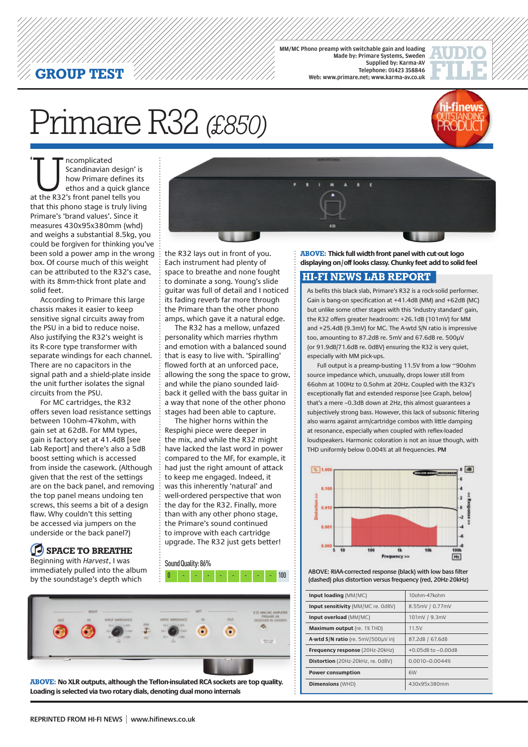GROUP TEST

MM/MC Phono preamp with switchable gain and loading
Made by: Primare Systems, Sweden
Supplied by: Karma-AV
Telephone: 01423 358846
Web: www.primare.net; www.karma-av.co.uk

AUDIO FILE

# Primare R32 *(£850)*

hi-finews OUTSTANDING PRODUCT

'Uncomplicated Scandinavian design' is how Primare defines its ethos and a quick glance at the R32's front panel tells you that this phono stage is truly living Primare's 'brand values'. Since it measures 430x95x380mm (whd) and weighs a substantial 8.5kg, you could be forgiven for thinking you've been sold a power amp in the wrong box. Of course much of this weight can be attributed to the R32's case, with its 8mm-thick front plate and solid feet.

According to Primare this large chassis makes it easier to keep sensitive signal circuits away from the PSU in a bid to reduce noise. Also justifying the R32's weight is its R-core type transformer with separate windings for each channel. There are no capacitors in the signal path and a shield-plate inside the unit further isolates the signal circuits from the PSU.

For MC cartridges, the R32 offers seven load resistance settings between 10ohm-47kohm, with gain set at 62dB. For MM types, gain is factory set at 41.4dB [see Lab Report] and there's also a 5dB boost setting which is accessed from inside the casework. (Although given that the rest of the settings are on the back panel, and removing the top panel means undoing ten screws, this seems a bit of a design flaw. Why couldn't this setting be accessed via jumpers on the underside or the back panel?)

## SPACE TO BREATHE

Beginning with *Harvest*, I was immediately pulled into the album by the soundstage's depth which the R32 lays out in front of you. Each instrument had plenty of space to breathe and none fought to dominate a song. Young's slide guitar was full of detail and I noticed its fading reverb far more through the Primare than the other phono amps, which gave it a natural edge.

The R32 has a mellow, unfazed personality which marries rhythm and emotion with a balanced sound that is easy to live with. 'Spiralling' flowed forth at an unforced pace, allowing the song the space to grow, and while the piano sounded laid-back it gelled with the bass guitar in a way that none of the other phono stages had been able to capture.

The higher horns within the Respighi piece were deeper in the mix, and while the R32 might have lacked the last word in power compared to the MF, for example, it had just the right amount of attack to keep me engaged. Indeed, it was this inherently 'natural' and well-ordered perspective that won the day for the R32. Finally, more than with any other phono stage, the Primare's sound continued to improve with each cartridge upgrade. The R32 just gets better!

Sound Quality: 86%

**ABOVE:** **Thick full width front panel with cut-out logo displaying on/off looks classy. Chunky feet add to solid feel**

**ABOVE:** **No XLR outputs, although the Teflon-insulated RCA sockets are top quality. Loading is selected via two rotary dials, denoting dual mono internals**

## HI-FI NEWS LAB REPORT

As befits this black slab, Primare's R32 is a rock-solid performer. Gain is bang-on specification at +41.4dB (MM) and +62dB (MC) but unlike some other stages with this 'industry standard' gain, the R32 offers greater headroom: +26.1dB (101mV) for MM and +25.4dB (9.3mV) for MC. The A-wtd S/N ratio is impressive too, amounting to 87.2dB re. 5mV and 67.6dB re. 500µV (or 91.9dB/71.6dB re. 0dBV) ensuring the R32 is very quiet, especially with MM pick-ups.

Full output is a preamp-busting 11.5V from a low ~90ohm source impedance which, unusually, drops lower still from 66ohm at 100Hz to 0.5ohm at 20Hz. Coupled with the R32's exceptionally flat and extended response [see Graph, below] that's a mere –0.3dB down at 2Hz, this almost guarantees a subjectively strong bass. However, this lack of subsonic filtering also warns against arm/cartridge combos with little damping at resonance, especially when coupled with reflex-loaded loudspeakers. Harmonic coloration is not an issue though, with THD uniformly below 0.004% at all frequencies. **PM**

ABOVE: RIAA-corrected response (black) with low bass filter (dashed) plus distortion versus frequency (red, 20Hz-20kHz)

| | |
|---|---|
| **Input loading** (MM/MC) | 10ohm-47kohm |
| **Input sensitivity** (MM/MC re. 0dBV) | 8.55mV / 0.77mV |
| **Input overload** (MM/MC) | 101mV / 9.3mV |
| **Maximum output** (re. 1% THD) | 11.5V |
| **A-wtd S/N ratio** (re. 5mV/500µV in) | 87.2dB / 67.6dB |
| **Frequency response** (20Hz-20kHz) | +0.05dB to –0.00dB |
| **Distortion** (20Hz-20kHz, re. 0dBV) | 0.0010–0.0044% |
| **Power consumption** | 6W |
| **Dimensions** (WHD) | 430x95x380mm |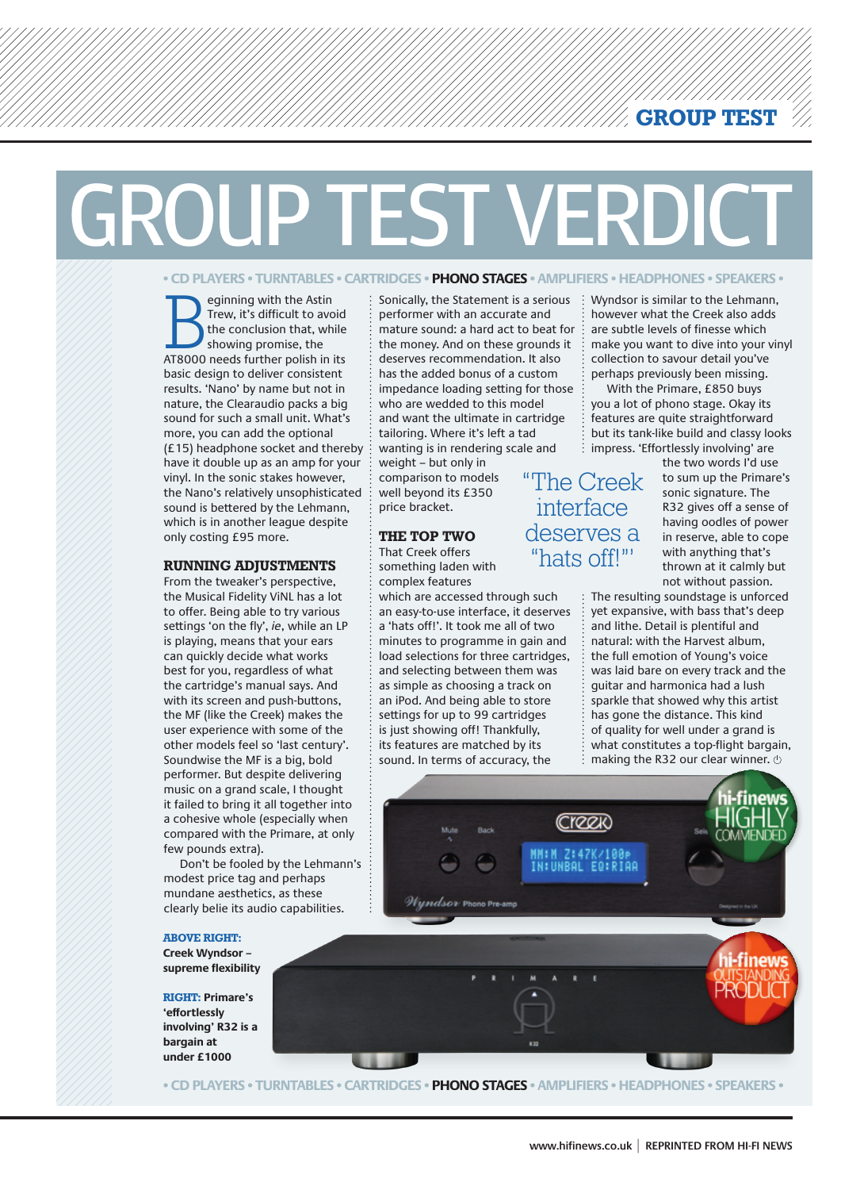# GROUP TEST VERDICT

• CD PLAYERS • TURNTABLES • CARTRIDGES • **PHONO STAGES** • AMPLIFIERS • HEADPHONES • SPEAKERS •

Beginning with the Astin Trew, it's difficult to avoid the conclusion that, while showing promise, the AT8000 needs further polish in its basic design to deliver consistent results. 'Nano' by name but not in nature, the Clearaudio packs a big sound for such a small unit. What's more, you can add the optional (£15) headphone socket and thereby have it double up as an amp for your vinyl. In the sonic stakes however, the Nano's relatively unsophisticated sound is bettered by the Lehmann, which is in another league despite only costing £95 more.

## RUNNING ADJUSTMENTS

From the tweaker's perspective, the Musical Fidelity ViNL has a lot to offer. Being able to try various settings 'on the fly', *ie*, while an LP is playing, means that your ears can quickly decide what works best for you, regardless of what the cartridge's manual says. And with its screen and push-buttons, the MF (like the Creek) makes the user experience with some of the other models feel so 'last century'. Soundwise the MF is a big, bold performer. But despite delivering music on a grand scale, I thought it failed to bring it all together into a cohesive whole (especially when compared with the Primare, at only few pounds extra).

Don't be fooled by the Lehmann's modest price tag and perhaps mundane aesthetics, as these clearly belie its audio capabilities. Sonically, the Statement is a serious performer with an accurate and mature sound: a hard act to beat for the money. And on these grounds it deserves recommendation. It also has the added bonus of a custom impedance loading setting for those who are wedded to this model and want the ultimate in cartridge tailoring. Where it's left a tad wanting is in rendering scale and weight – but only in comparison to models well beyond its £350 price bracket.

## THE TOP TWO

That Creek offers something laden with complex features which are accessed through such an easy-to-use interface, it deserves a 'hats off!'. It took me all of two minutes to programme in gain and load selections for three cartridges, and selecting between them was as simple as choosing a track on an iPod. And being able to store settings for up to 99 cartridges is just showing off! Thankfully, its features are matched by its sound. In terms of accuracy, the Wyndsor is similar to the Lehmann, however what the Creek also adds are subtle levels of finesse which make you want to dive into your vinyl collection to savour detail you've perhaps previously been missing.

> "The Creek interface deserves a 'hats off!'"

With the Primare, £850 buys you a lot of phono stage. Okay its features are quite straightforward but its tank-like build and classy looks impress. 'Effortlessly involving' are the two words I'd use to sum up the Primare's sonic signature. The R32 gives off a sense of having oodles of power in reserve, able to cope with anything that's thrown at it calmly but not without passion. The resulting soundstage is unforced yet expansive, with bass that's deep and lithe. Detail is plentiful and natural: with the Harvest album, the full emotion of Young's voice was laid bare on every track and the guitar and harmonica had a lush sparkle that showed why this artist has gone the distance. This kind of quality for well under a grand is what constitutes a top-flight bargain, making the R32 our clear winner.

**ABOVE RIGHT:** Creek Wyndsor – supreme flexibility

**RIGHT:** Primare's 'effortlessly involving' R32 is a bargain at under £1000

hi-finews HIGHLY COMMENDED

hi-finews OUTSTANDING PRODUCT